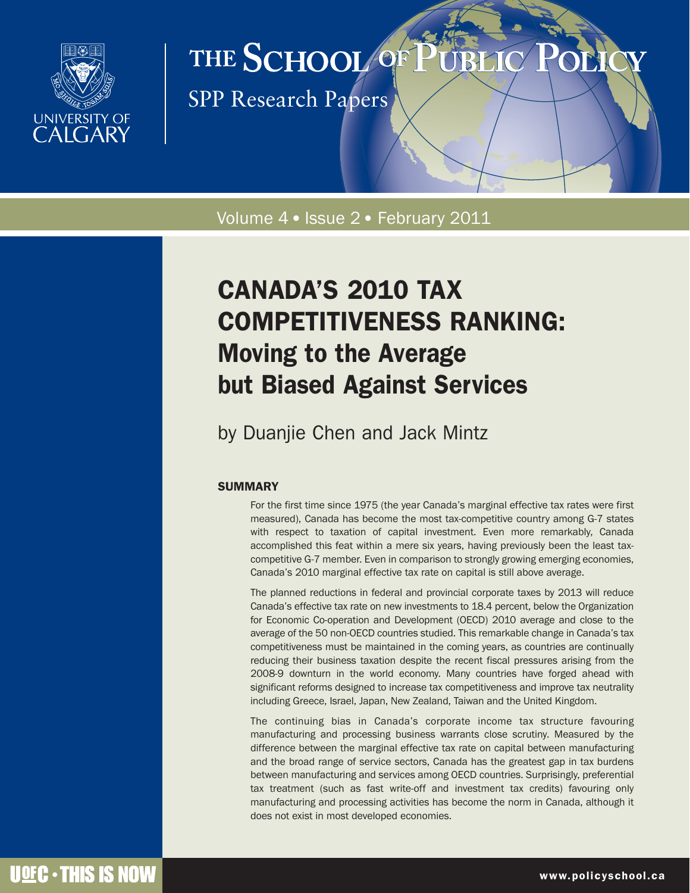THE SCHOOL OF PUBLIC POLICY

SPP Research Papers

Volume 4 • Issue 2 • February 2011

# CANADA'S 2010 TAX COMPETITIVENESS RANKING: Moving to the Average but Biased Against Services

by Duanjie Chen and Jack Mintz

## SUMMARY

For the first time since 1975 (the year Canada's marginal effective tax rates were first measured), Canada has become the most tax-competitive country among G-7 states with respect to taxation of capital investment. Even more remarkably, Canada accomplished this feat within a mere six years, having previously been the least tax-competitive G-7 member. Even in comparison to strongly growing emerging economies, Canada's 2010 marginal effective tax rate on capital is still above average.

The planned reductions in federal and provincial corporate taxes by 2013 will reduce Canada's effective tax rate on new investments to 18.4 percent, below the Organization for Economic Co-operation and Development (OECD) 2010 average and close to the average of the 50 non-OECD countries studied. This remarkable change in Canada's tax competitiveness must be maintained in the coming years, as countries are continually reducing their business taxation despite the recent fiscal pressures arising from the 2008-9 downturn in the world economy. Many countries have forged ahead with significant reforms designed to increase tax competitiveness and improve tax neutrality including Greece, Israel, Japan, New Zealand, Taiwan and the United Kingdom.

The continuing bias in Canada's corporate income tax structure favouring manufacturing and processing business warrants close scrutiny. Measured by the difference between the marginal effective tax rate on capital between manufacturing and the broad range of service sectors, Canada has the greatest gap in tax burdens between manufacturing and services among OECD countries. Surprisingly, preferential tax treatment (such as fast write-off and investment tax credits) favouring only manufacturing and processing activities has become the norm in Canada, although it does not exist in most developed economies.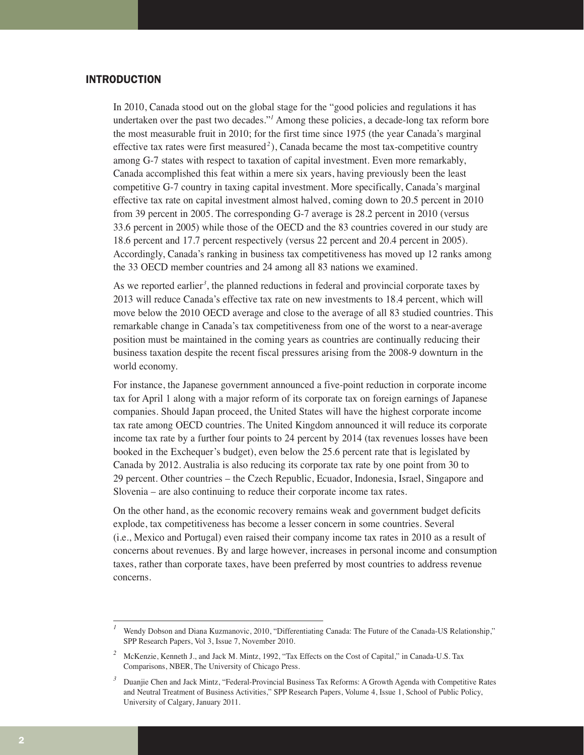## INTRODUCTION

In 2010, Canada stood out on the global stage for the "good policies and regulations it has undertaken over the past two decades."[1] Among these policies, a decade-long tax reform bore the most measurable fruit in 2010; for the first time since 1975 (the year Canada's marginal effective tax rates were first measured[2]), Canada became the most tax-competitive country among G-7 states with respect to taxation of capital investment. Even more remarkably, Canada accomplished this feat within a mere six years, having previously been the least competitive G-7 country in taxing capital investment. More specifically, Canada's marginal effective tax rate on capital investment almost halved, coming down to 20.5 percent in 2010 from 39 percent in 2005. The corresponding G-7 average is 28.2 percent in 2010 (versus 33.6 percent in 2005) while those of the OECD and the 83 countries covered in our study are 18.6 percent and 17.7 percent respectively (versus 22 percent and 20.4 percent in 2005). Accordingly, Canada's ranking in business tax competitiveness has moved up 12 ranks among the 33 OECD member countries and 24 among all 83 nations we examined.

As we reported earlier[3], the planned reductions in federal and provincial corporate taxes by 2013 will reduce Canada's effective tax rate on new investments to 18.4 percent, which will move below the 2010 OECD average and close to the average of all 83 studied countries. This remarkable change in Canada's tax competitiveness from one of the worst to a near-average position must be maintained in the coming years as countries are continually reducing their business taxation despite the recent fiscal pressures arising from the 2008-9 downturn in the world economy.

For instance, the Japanese government announced a five-point reduction in corporate income tax for April 1 along with a major reform of its corporate tax on foreign earnings of Japanese companies. Should Japan proceed, the United States will have the highest corporate income tax rate among OECD countries. The United Kingdom announced it will reduce its corporate income tax rate by a further four points to 24 percent by 2014 (tax revenues losses have been booked in the Exchequer's budget), even below the 25.6 percent rate that is legislated by Canada by 2012. Australia is also reducing its corporate tax rate by one point from 30 to 29 percent. Other countries – the Czech Republic, Ecuador, Indonesia, Israel, Singapore and Slovenia – are also continuing to reduce their corporate income tax rates.

On the other hand, as the economic recovery remains weak and government budget deficits explode, tax competitiveness has become a lesser concern in some countries. Several (i.e., Mexico and Portugal) even raised their company income tax rates in 2010 as a result of concerns about revenues. By and large however, increases in personal income and consumption taxes, rather than corporate taxes, have been preferred by most countries to address revenue concerns.

---

[1] Wendy Dobson and Diana Kuzmanovic, 2010, "Differentiating Canada: The Future of the Canada-US Relationship," SPP Research Papers, Vol 3, Issue 7, November 2010.

[2] McKenzie, Kenneth J., and Jack M. Mintz, 1992, "Tax Effects on the Cost of Capital," in Canada-U.S. Tax Comparisons, NBER, The University of Chicago Press.

[3] Duanjie Chen and Jack Mintz, "Federal-Provincial Business Tax Reforms: A Growth Agenda with Competitive Rates and Neutral Treatment of Business Activities," SPP Research Papers, Volume 4, Issue 1, School of Public Policy, University of Calgary, January 2011.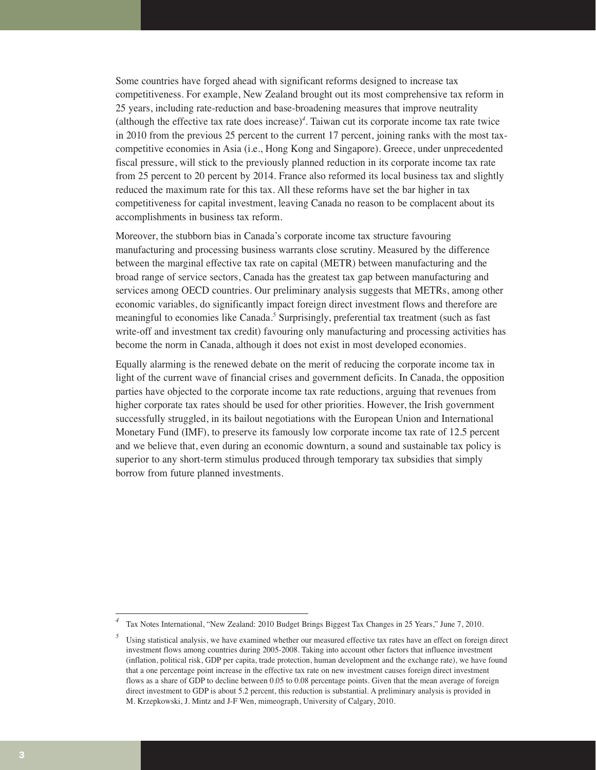Some countries have forged ahead with significant reforms designed to increase tax competitiveness. For example, New Zealand brought out its most comprehensive tax reform in 25 years, including rate-reduction and base-broadening measures that improve neutrality (although the effective tax rate does increase)[4]. Taiwan cut its corporate income tax rate twice in 2010 from the previous 25 percent to the current 17 percent, joining ranks with the most tax-competitive economies in Asia (i.e., Hong Kong and Singapore). Greece, under unprecedented fiscal pressure, will stick to the previously planned reduction in its corporate income tax rate from 25 percent to 20 percent by 2014. France also reformed its local business tax and slightly reduced the maximum rate for this tax. All these reforms have set the bar higher in tax competitiveness for capital investment, leaving Canada no reason to be complacent about its accomplishments in business tax reform.

Moreover, the stubborn bias in Canada's corporate income tax structure favouring manufacturing and processing business warrants close scrutiny. Measured by the difference between the marginal effective tax rate on capital (METR) between manufacturing and the broad range of service sectors, Canada has the greatest tax gap between manufacturing and services among OECD countries. Our preliminary analysis suggests that METRs, among other economic variables, do significantly impact foreign direct investment flows and therefore are meaningful to economies like Canada.[5] Surprisingly, preferential tax treatment (such as fast write-off and investment tax credit) favouring only manufacturing and processing activities has become the norm in Canada, although it does not exist in most developed economies.

Equally alarming is the renewed debate on the merit of reducing the corporate income tax in light of the current wave of financial crises and government deficits. In Canada, the opposition parties have objected to the corporate income tax rate reductions, arguing that revenues from higher corporate tax rates should be used for other priorities. However, the Irish government successfully struggled, in its bailout negotiations with the European Union and International Monetary Fund (IMF), to preserve its famously low corporate income tax rate of 12.5 percent and we believe that, even during an economic downturn, a sound and sustainable tax policy is superior to any short-term stimulus produced through temporary tax subsidies that simply borrow from future planned investments.

---

[4] Tax Notes International, "New Zealand: 2010 Budget Brings Biggest Tax Changes in 25 Years," June 7, 2010.

[5] Using statistical analysis, we have examined whether our measured effective tax rates have an effect on foreign direct investment flows among countries during 2005-2008. Taking into account other factors that influence investment (inflation, political risk, GDP per capita, trade protection, human development and the exchange rate), we have found that a one percentage point increase in the effective tax rate on new investment causes foreign direct investment flows as a share of GDP to decline between 0.05 to 0.08 percentage points. Given that the mean average of foreign direct investment to GDP is about 5.2 percent, this reduction is substantial. A preliminary analysis is provided in M. Krzepkowski, J. Mintz and J-F Wen, mimeograph, University of Calgary, 2010.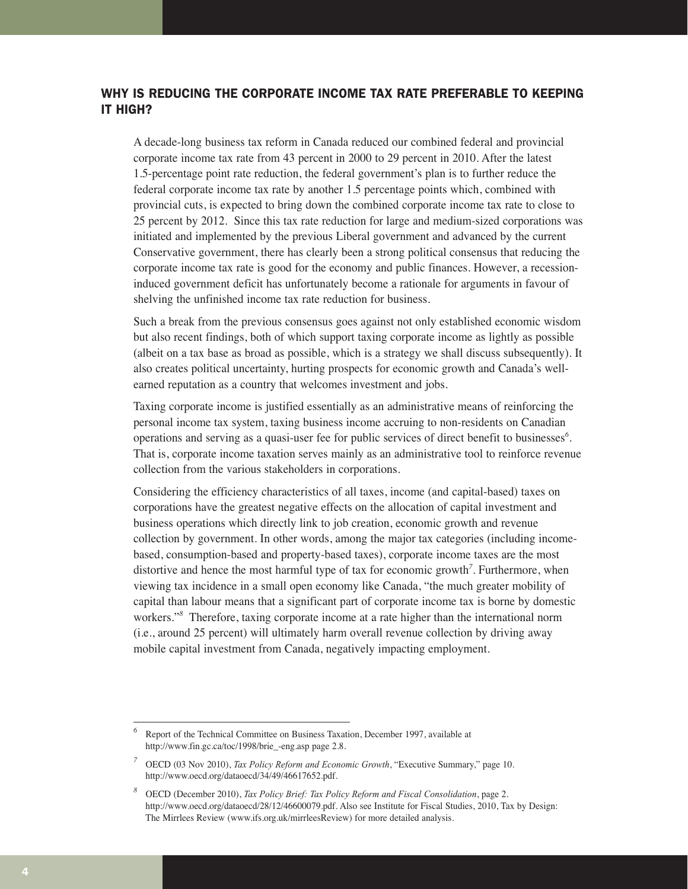## WHY IS REDUCING THE CORPORATE INCOME TAX RATE PREFERABLE TO KEEPING IT HIGH?

A decade-long business tax reform in Canada reduced our combined federal and provincial corporate income tax rate from 43 percent in 2000 to 29 percent in 2010. After the latest 1.5-percentage point rate reduction, the federal government's plan is to further reduce the federal corporate income tax rate by another 1.5 percentage points which, combined with provincial cuts, is expected to bring down the combined corporate income tax rate to close to 25 percent by 2012. Since this tax rate reduction for large and medium-sized corporations was initiated and implemented by the previous Liberal government and advanced by the current Conservative government, there has clearly been a strong political consensus that reducing the corporate income tax rate is good for the economy and public finances. However, a recession-induced government deficit has unfortunately become a rationale for arguments in favour of shelving the unfinished income tax rate reduction for business.

Such a break from the previous consensus goes against not only established economic wisdom but also recent findings, both of which support taxing corporate income as lightly as possible (albeit on a tax base as broad as possible, which is a strategy we shall discuss subsequently). It also creates political uncertainty, hurting prospects for economic growth and Canada's well-earned reputation as a country that welcomes investment and jobs.

Taxing corporate income is justified essentially as an administrative means of reinforcing the personal income tax system, taxing business income accruing to non-residents on Canadian operations and serving as a quasi-user fee for public services of direct benefit to businesses[6]. That is, corporate income taxation serves mainly as an administrative tool to reinforce revenue collection from the various stakeholders in corporations.

Considering the efficiency characteristics of all taxes, income (and capital-based) taxes on corporations have the greatest negative effects on the allocation of capital investment and business operations which directly link to job creation, economic growth and revenue collection by government. In other words, among the major tax categories (including income-based, consumption-based and property-based taxes), corporate income taxes are the most distortive and hence the most harmful type of tax for economic growth[7]. Furthermore, when viewing tax incidence in a small open economy like Canada, "the much greater mobility of capital than labour means that a significant part of corporate income tax is borne by domestic workers."[8] Therefore, taxing corporate income at a rate higher than the international norm (i.e., around 25 percent) will ultimately harm overall revenue collection by driving away mobile capital investment from Canada, negatively impacting employment.

---

[6] Report of the Technical Committee on Business Taxation, December 1997, available at http://www.fin.gc.ca/toc/1998/brie_-eng.asp page 2.8.

[7] OECD (03 Nov 2010), *Tax Policy Reform and Economic Growth*, "Executive Summary," page 10. http://www.oecd.org/dataoecd/34/49/46617652.pdf.

[8] OECD (December 2010), *Tax Policy Brief: Tax Policy Reform and Fiscal Consolidation*, page 2. http://www.oecd.org/dataoecd/28/12/46600079.pdf. Also see Institute for Fiscal Studies, 2010, Tax by Design: The Mirrlees Review (www.ifs.org.uk/mirrleesReview) for more detailed analysis.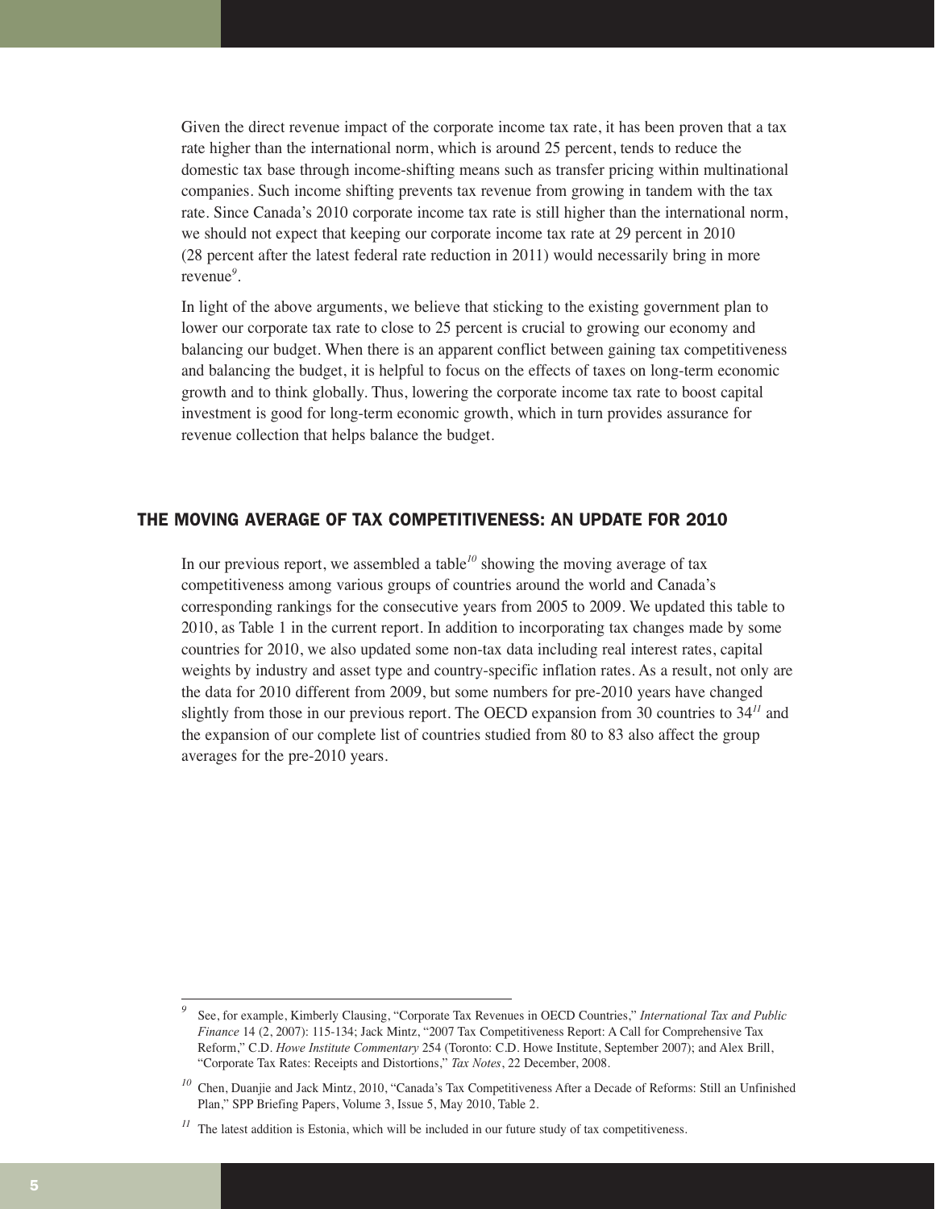Given the direct revenue impact of the corporate income tax rate, it has been proven that a tax rate higher than the international norm, which is around 25 percent, tends to reduce the domestic tax base through income-shifting means such as transfer pricing within multinational companies. Such income shifting prevents tax revenue from growing in tandem with the tax rate. Since Canada's 2010 corporate income tax rate is still higher than the international norm, we should not expect that keeping our corporate income tax rate at 29 percent in 2010 (28 percent after the latest federal rate reduction in 2011) would necessarily bring in more revenue[9].

In light of the above arguments, we believe that sticking to the existing government plan to lower our corporate tax rate to close to 25 percent is crucial to growing our economy and balancing our budget. When there is an apparent conflict between gaining tax competitiveness and balancing the budget, it is helpful to focus on the effects of taxes on long-term economic growth and to think globally. Thus, lowering the corporate income tax rate to boost capital investment is good for long-term economic growth, which in turn provides assurance for revenue collection that helps balance the budget.

## THE MOVING AVERAGE OF TAX COMPETITIVENESS: AN UPDATE FOR 2010

In our previous report, we assembled a table[10] showing the moving average of tax competitiveness among various groups of countries around the world and Canada's corresponding rankings for the consecutive years from 2005 to 2009. We updated this table to 2010, as Table 1 in the current report. In addition to incorporating tax changes made by some countries for 2010, we also updated some non-tax data including real interest rates, capital weights by industry and asset type and country-specific inflation rates. As a result, not only are the data for 2010 different from 2009, but some numbers for pre-2010 years have changed slightly from those in our previous report. The OECD expansion from 30 countries to 34[11] and the expansion of our complete list of countries studied from 80 to 83 also affect the group averages for the pre-2010 years.

---

[9] See, for example, Kimberly Clausing, "Corporate Tax Revenues in OECD Countries," *International Tax and Public Finance* 14 (2, 2007): 115-134; Jack Mintz, "2007 Tax Competitiveness Report: A Call for Comprehensive Tax Reform," C.D. *Howe Institute Commentary* 254 (Toronto: C.D. Howe Institute, September 2007); and Alex Brill, "Corporate Tax Rates: Receipts and Distortions," *Tax Notes*, 22 December, 2008.

[10] Chen, Duanjie and Jack Mintz, 2010, "Canada's Tax Competitiveness After a Decade of Reforms: Still an Unfinished Plan," SPP Briefing Papers, Volume 3, Issue 5, May 2010, Table 2.

[11] The latest addition is Estonia, which will be included in our future study of tax competitiveness.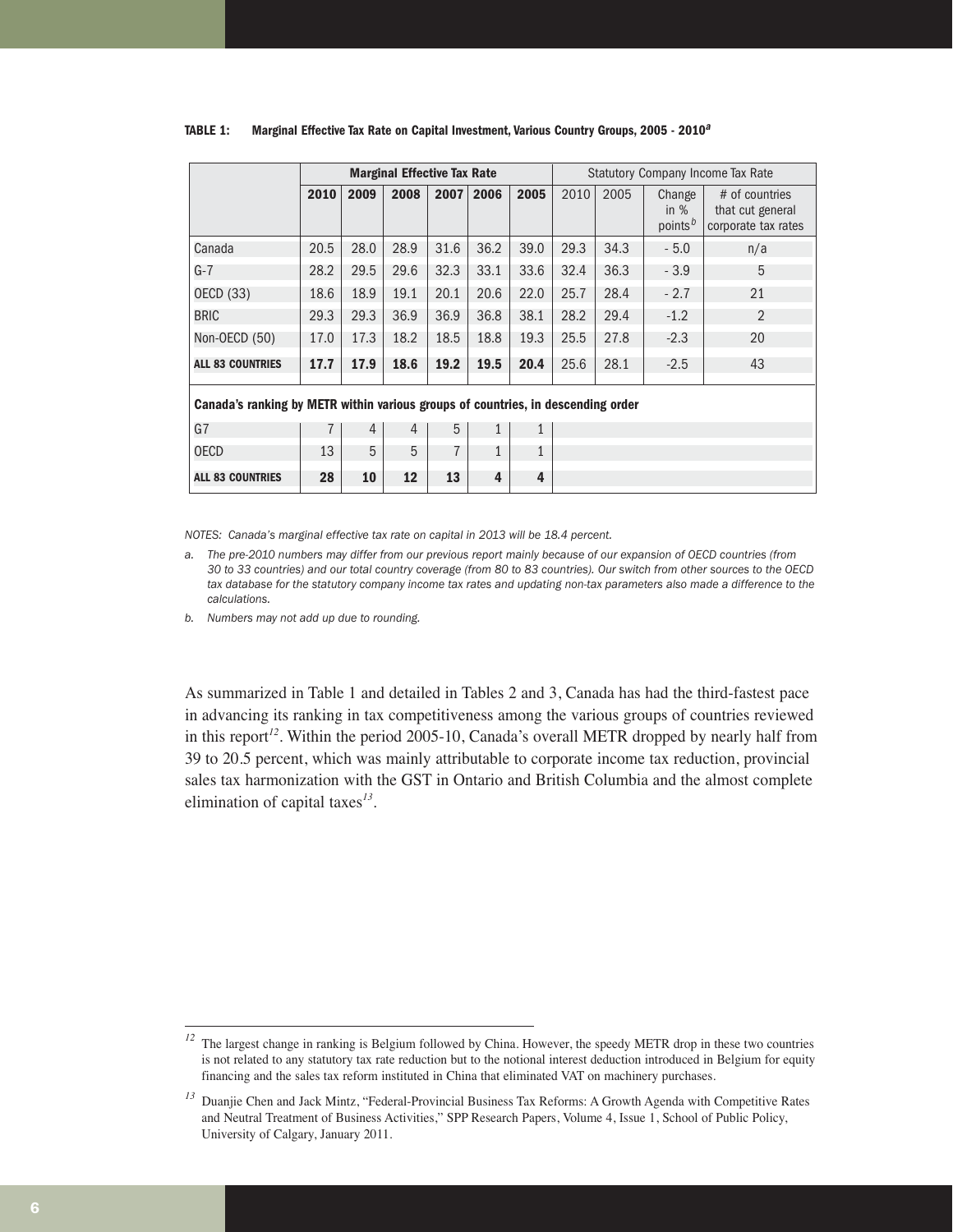**TABLE 1: Marginal Effective Tax Rate on Capital Investment, Various Country Groups, 2005 - 2010[a]**

| | Marginal Effective Tax Rate | | | | | | Statutory Company Income Tax Rate | | | |
|---|---|---|---|---|---|---|---|---|---|---|
| | **2010** | **2009** | **2008** | **2007** | **2006** | **2005** | 2010 | 2005 | Change in % points[b] | # of countries that cut general corporate tax rates |
| Canada | 20.5 | 28.0 | 28.9 | 31.6 | 36.2 | 39.0 | 29.3 | 34.3 | - 5.0 | n/a |
| G-7 | 28.2 | 29.5 | 29.6 | 32.3 | 33.1 | 33.6 | 32.4 | 36.3 | - 3.9 | 5 |
| OECD (33) | 18.6 | 18.9 | 19.1 | 20.1 | 20.6 | 22.0 | 25.7 | 28.4 | - 2.7 | 21 |
| BRIC | 29.3 | 29.3 | 36.9 | 36.9 | 36.8 | 38.1 | 28.2 | 29.4 | -1.2 | 2 |
| Non-OECD (50) | 17.0 | 17.3 | 18.2 | 18.5 | 18.8 | 19.3 | 25.5 | 27.8 | -2.3 | 20 |
| **ALL 83 COUNTRIES** | **17.7** | **17.9** | **18.6** | **19.2** | **19.5** | **20.4** | 25.6 | 28.1 | -2.5 | 43 |
| **Canada's ranking by METR within various groups of countries, in descending order** | | | | | | | | | | |
| G7 | 7 | 4 | 4 | 5 | 1 | 1 | | | | |
| OECD | 13 | 5 | 5 | 7 | 1 | 1 | | | | |
| **ALL 83 COUNTRIES** | **28** | **10** | **12** | **13** | **4** | **4** | | | | |

*NOTES: Canada's marginal effective tax rate on capital in 2013 will be 18.4 percent.*

a. *The pre-2010 numbers may differ from our previous report mainly because of our expansion of OECD countries (from 30 to 33 countries) and our total country coverage (from 80 to 83 countries). Our switch from other sources to the OECD tax database for the statutory company income tax rates and updating non-tax parameters also made a difference to the calculations.*

b. *Numbers may not add up due to rounding.*

As summarized in Table 1 and detailed in Tables 2 and 3, Canada has had the third-fastest pace in advancing its ranking in tax competitiveness among the various groups of countries reviewed in this report[12]. Within the period 2005-10, Canada's overall METR dropped by nearly half from 39 to 20.5 percent, which was mainly attributable to corporate income tax reduction, provincial sales tax harmonization with the GST in Ontario and British Columbia and the almost complete elimination of capital taxes[13].

---

[12] The largest change in ranking is Belgium followed by China. However, the speedy METR drop in these two countries is not related to any statutory tax rate reduction but to the notional interest deduction introduced in Belgium for equity financing and the sales tax reform instituted in China that eliminated VAT on machinery purchases.

[13] Duanjie Chen and Jack Mintz, "Federal-Provincial Business Tax Reforms: A Growth Agenda with Competitive Rates and Neutral Treatment of Business Activities," SPP Research Papers, Volume 4, Issue 1, School of Public Policy, University of Calgary, January 2011.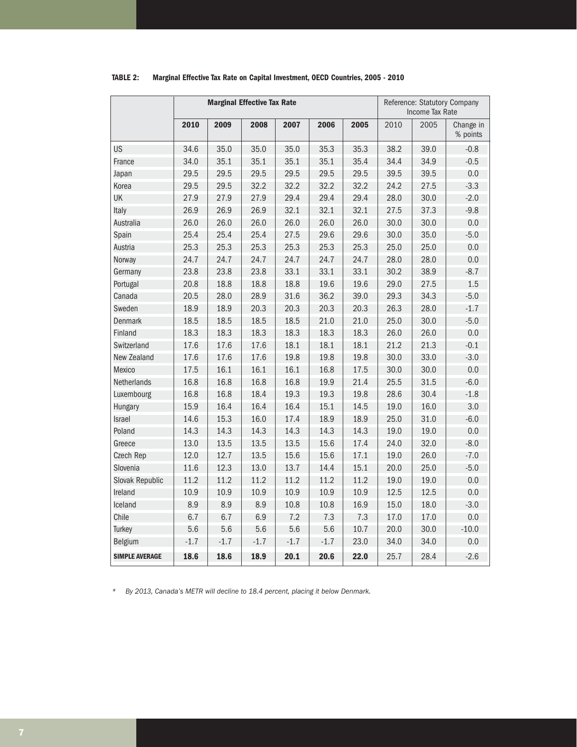**TABLE 2: Marginal Effective Tax Rate on Capital Investment, OECD Countries, 2005 - 2010**

| | Marginal Effective Tax Rate | | | | | | Reference: Statutory Company Income Tax Rate | | |
|---|---|---|---|---|---|---|---|---|---|
| | **2010** | **2009** | **2008** | **2007** | **2006** | **2005** | 2010 | 2005 | Change in % points |
| US | 34.6 | 35.0 | 35.0 | 35.0 | 35.3 | 35.3 | 38.2 | 39.0 | -0.8 |
| France | 34.0 | 35.1 | 35.1 | 35.1 | 35.1 | 35.4 | 34.4 | 34.9 | -0.5 |
| Japan | 29.5 | 29.5 | 29.5 | 29.5 | 29.5 | 29.5 | 39.5 | 39.5 | 0.0 |
| Korea | 29.5 | 29.5 | 32.2 | 32.2 | 32.2 | 32.2 | 24.2 | 27.5 | -3.3 |
| UK | 27.9 | 27.9 | 27.9 | 29.4 | 29.4 | 29.4 | 28.0 | 30.0 | -2.0 |
| Italy | 26.9 | 26.9 | 26.9 | 32.1 | 32.1 | 32.1 | 27.5 | 37.3 | -9.8 |
| Australia | 26.0 | 26.0 | 26.0 | 26.0 | 26.0 | 26.0 | 30.0 | 30.0 | 0.0 |
| Spain | 25.4 | 25.4 | 25.4 | 27.5 | 29.6 | 29.6 | 30.0 | 35.0 | -5.0 |
| Austria | 25.3 | 25.3 | 25.3 | 25.3 | 25.3 | 25.3 | 25.0 | 25.0 | 0.0 |
| Norway | 24.7 | 24.7 | 24.7 | 24.7 | 24.7 | 24.7 | 28.0 | 28.0 | 0.0 |
| Germany | 23.8 | 23.8 | 23.8 | 33.1 | 33.1 | 33.1 | 30.2 | 38.9 | -8.7 |
| Portugal | 20.8 | 18.8 | 18.8 | 18.8 | 19.6 | 19.6 | 29.0 | 27.5 | 1.5 |
| Canada | 20.5 | 28.0 | 28.9 | 31.6 | 36.2 | 39.0 | 29.3 | 34.3 | -5.0 |
| Sweden | 18.9 | 18.9 | 20.3 | 20.3 | 20.3 | 20.3 | 26.3 | 28.0 | -1.7 |
| Denmark | 18.5 | 18.5 | 18.5 | 18.5 | 21.0 | 21.0 | 25.0 | 30.0 | -5.0 |
| Finland | 18.3 | 18.3 | 18.3 | 18.3 | 18.3 | 18.3 | 26.0 | 26.0 | 0.0 |
| Switzerland | 17.6 | 17.6 | 17.6 | 18.1 | 18.1 | 18.1 | 21.2 | 21.3 | -0.1 |
| New Zealand | 17.6 | 17.6 | 17.6 | 19.8 | 19.8 | 19.8 | 30.0 | 33.0 | -3.0 |
| Mexico | 17.5 | 16.1 | 16.1 | 16.1 | 16.8 | 17.5 | 30.0 | 30.0 | 0.0 |
| Netherlands | 16.8 | 16.8 | 16.8 | 16.8 | 19.9 | 21.4 | 25.5 | 31.5 | -6.0 |
| Luxembourg | 16.8 | 16.8 | 18.4 | 19.3 | 19.3 | 19.8 | 28.6 | 30.4 | -1.8 |
| Hungary | 15.9 | 16.4 | 16.4 | 16.4 | 15.1 | 14.5 | 19.0 | 16.0 | 3.0 |
| Israel | 14.6 | 15.3 | 16.0 | 17.4 | 18.9 | 18.9 | 25.0 | 31.0 | -6.0 |
| Poland | 14.3 | 14.3 | 14.3 | 14.3 | 14.3 | 14.3 | 19.0 | 19.0 | 0.0 |
| Greece | 13.0 | 13.5 | 13.5 | 13.5 | 15.6 | 17.4 | 24.0 | 32.0 | -8.0 |
| Czech Rep | 12.0 | 12.7 | 13.5 | 15.6 | 15.6 | 17.1 | 19.0 | 26.0 | -7.0 |
| Slovenia | 11.6 | 12.3 | 13.0 | 13.7 | 14.4 | 15.1 | 20.0 | 25.0 | -5.0 |
| Slovak Republic | 11.2 | 11.2 | 11.2 | 11.2 | 11.2 | 11.2 | 19.0 | 19.0 | 0.0 |
| Ireland | 10.9 | 10.9 | 10.9 | 10.9 | 10.9 | 10.9 | 12.5 | 12.5 | 0.0 |
| Iceland | 8.9 | 8.9 | 8.9 | 10.8 | 10.8 | 16.9 | 15.0 | 18.0 | -3.0 |
| Chile | 6.7 | 6.7 | 6.9 | 7.2 | 7.3 | 7.3 | 17.0 | 17.0 | 0.0 |
| Turkey | 5.6 | 5.6 | 5.6 | 5.6 | 5.6 | 10.7 | 20.0 | 30.0 | -10.0 |
| Belgium | -1.7 | -1.7 | -1.7 | -1.7 | -1.7 | 23.0 | 34.0 | 34.0 | 0.0 |
| **SIMPLE AVERAGE** | **18.6** | **18.6** | **18.9** | **20.1** | **20.6** | **22.0** | 25.7 | 28.4 | -2.6 |

* *By 2013, Canada's METR will decline to 18.4 percent, placing it below Denmark.*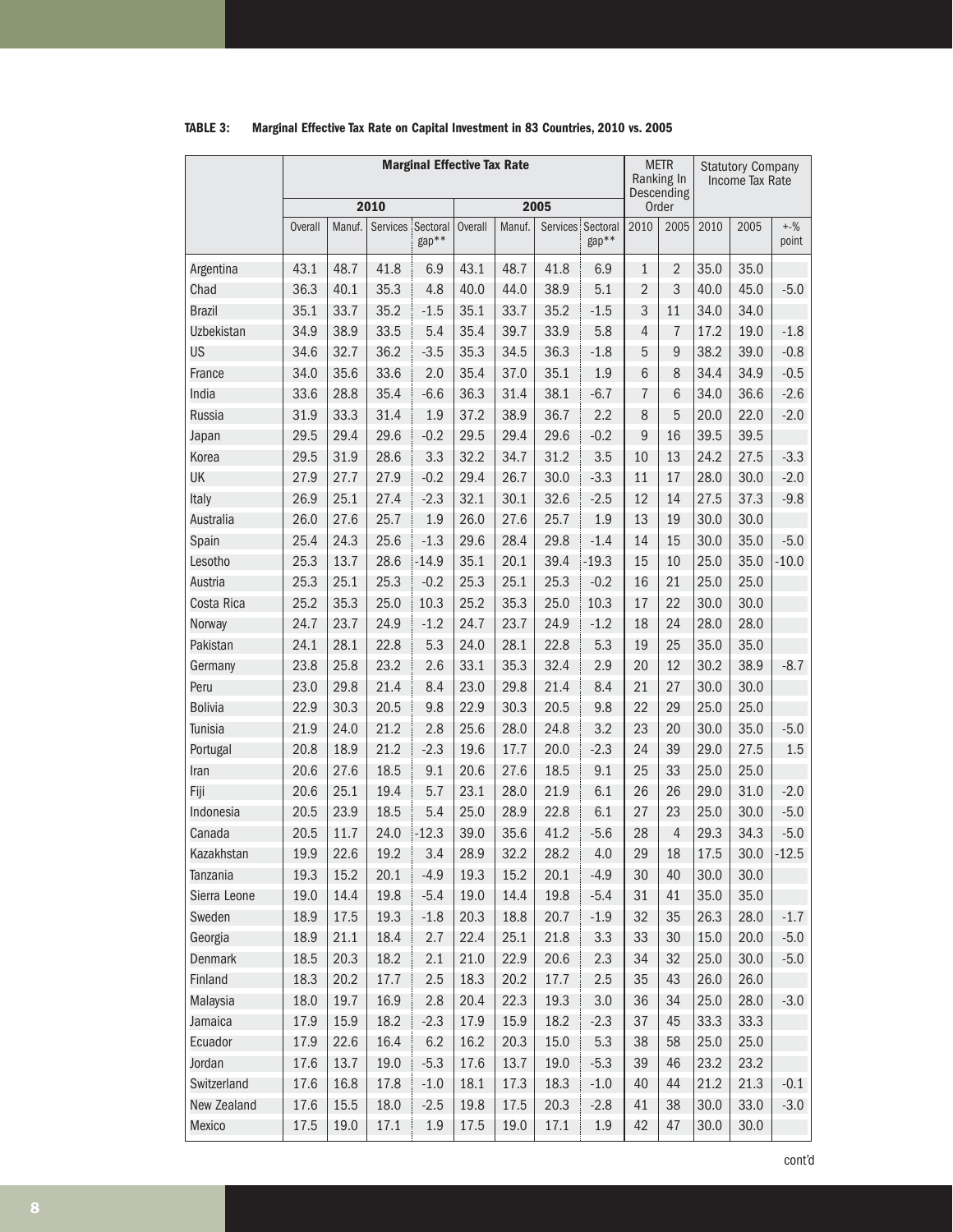**TABLE 3: Marginal Effective Tax Rate on Capital Investment in 83 Countries, 2010 vs. 2005**

| | Marginal Effective Tax Rate | | | | | | | | METR Ranking In Descending Order | | Statutory Company Income Tax Rate | | |
|---|---|---|---|---|---|---|---|---|---|---|---|---|---|
| | 2010 | | | | 2005 | | | | | | | | |
| | Overall | Manuf. | Services | Sectoral gap** | Overall | Manuf. | Services | Sectoral gap** | 2010 | 2005 | 2010 | 2005 | +-% point |
| Argentina | 43.1 | 48.7 | 41.8 | 6.9 | 43.1 | 48.7 | 41.8 | 6.9 | 1 | 2 | 35.0 | 35.0 | |
| Chad | 36.3 | 40.1 | 35.3 | 4.8 | 40.0 | 44.0 | 38.9 | 5.1 | 2 | 3 | 40.0 | 45.0 | -5.0 |
| Brazil | 35.1 | 33.7 | 35.2 | -1.5 | 35.1 | 33.7 | 35.2 | -1.5 | 3 | 11 | 34.0 | 34.0 | |
| Uzbekistan | 34.9 | 38.9 | 33.5 | 5.4 | 35.4 | 39.7 | 33.9 | 5.8 | 4 | 7 | 17.2 | 19.0 | -1.8 |
| US | 34.6 | 32.7 | 36.2 | -3.5 | 35.3 | 34.5 | 36.3 | -1.8 | 5 | 9 | 38.2 | 39.0 | -0.8 |
| France | 34.0 | 35.6 | 33.6 | 2.0 | 35.4 | 37.0 | 35.1 | 1.9 | 6 | 8 | 34.4 | 34.9 | -0.5 |
| India | 33.6 | 28.8 | 35.4 | -6.6 | 36.3 | 31.4 | 38.1 | -6.7 | 7 | 6 | 34.0 | 36.6 | -2.6 |
| Russia | 31.9 | 33.3 | 31.4 | 1.9 | 37.2 | 38.9 | 36.7 | 2.2 | 8 | 5 | 20.0 | 22.0 | -2.0 |
| Japan | 29.5 | 29.4 | 29.6 | -0.2 | 29.5 | 29.4 | 29.6 | -0.2 | 9 | 16 | 39.5 | 39.5 | |
| Korea | 29.5 | 31.9 | 28.6 | 3.3 | 32.2 | 34.7 | 31.2 | 3.5 | 10 | 13 | 24.2 | 27.5 | -3.3 |
| UK | 27.9 | 27.7 | 27.9 | -0.2 | 29.4 | 26.7 | 30.0 | -3.3 | 11 | 17 | 28.0 | 30.0 | -2.0 |
| Italy | 26.9 | 25.1 | 27.4 | -2.3 | 32.1 | 30.1 | 32.6 | -2.5 | 12 | 14 | 27.5 | 37.3 | -9.8 |
| Australia | 26.0 | 27.6 | 25.7 | 1.9 | 26.0 | 27.6 | 25.7 | 1.9 | 13 | 19 | 30.0 | 30.0 | |
| Spain | 25.4 | 24.3 | 25.6 | -1.3 | 29.6 | 28.4 | 29.8 | -1.4 | 14 | 15 | 30.0 | 35.0 | -5.0 |
| Lesotho | 25.3 | 13.7 | 28.6 | -14.9 | 35.1 | 20.1 | 39.4 | -19.3 | 15 | 10 | 25.0 | 35.0 | -10.0 |
| Austria | 25.3 | 25.1 | 25.3 | -0.2 | 25.3 | 25.1 | 25.3 | -0.2 | 16 | 21 | 25.0 | 25.0 | |
| Costa Rica | 25.2 | 35.3 | 25.0 | 10.3 | 25.2 | 35.3 | 25.0 | 10.3 | 17 | 22 | 30.0 | 30.0 | |
| Norway | 24.7 | 23.7 | 24.9 | -1.2 | 24.7 | 23.7 | 24.9 | -1.2 | 18 | 24 | 28.0 | 28.0 | |
| Pakistan | 24.1 | 28.1 | 22.8 | 5.3 | 24.0 | 28.1 | 22.8 | 5.3 | 19 | 25 | 35.0 | 35.0 | |
| Germany | 23.8 | 25.8 | 23.2 | 2.6 | 33.1 | 35.3 | 32.4 | 2.9 | 20 | 12 | 30.2 | 38.9 | -8.7 |
| Peru | 23.0 | 29.8 | 21.4 | 8.4 | 23.0 | 29.8 | 21.4 | 8.4 | 21 | 27 | 30.0 | 30.0 | |
| Bolivia | 22.9 | 30.3 | 20.5 | 9.8 | 22.9 | 30.3 | 20.5 | 9.8 | 22 | 29 | 25.0 | 25.0 | |
| Tunisia | 21.9 | 24.0 | 21.2 | 2.8 | 25.6 | 28.0 | 24.8 | 3.2 | 23 | 20 | 30.0 | 35.0 | -5.0 |
| Portugal | 20.8 | 18.9 | 21.2 | -2.3 | 19.6 | 17.7 | 20.0 | -2.3 | 24 | 39 | 29.0 | 27.5 | 1.5 |
| Iran | 20.6 | 27.6 | 18.5 | 9.1 | 20.6 | 27.6 | 18.5 | 9.1 | 25 | 33 | 25.0 | 25.0 | |
| Fiji | 20.6 | 25.1 | 19.4 | 5.7 | 23.1 | 28.0 | 21.9 | 6.1 | 26 | 26 | 29.0 | 31.0 | -2.0 |
| Indonesia | 20.5 | 23.9 | 18.5 | 5.4 | 25.0 | 28.9 | 22.8 | 6.1 | 27 | 23 | 25.0 | 30.0 | -5.0 |
| Canada | 20.5 | 11.7 | 24.0 | -12.3 | 39.0 | 35.6 | 41.2 | -5.6 | 28 | 4 | 29.3 | 34.3 | -5.0 |
| Kazakhstan | 19.9 | 22.6 | 19.2 | 3.4 | 28.9 | 32.2 | 28.2 | 4.0 | 29 | 18 | 17.5 | 30.0 | -12.5 |
| Tanzania | 19.3 | 15.2 | 20.1 | -4.9 | 19.3 | 15.2 | 20.1 | -4.9 | 30 | 40 | 30.0 | 30.0 | |
| Sierra Leone | 19.0 | 14.4 | 19.8 | -5.4 | 19.0 | 14.4 | 19.8 | -5.4 | 31 | 41 | 35.0 | 35.0 | |
| Sweden | 18.9 | 17.5 | 19.3 | -1.8 | 20.3 | 18.8 | 20.7 | -1.9 | 32 | 35 | 26.3 | 28.0 | -1.7 |
| Georgia | 18.9 | 21.1 | 18.4 | 2.7 | 22.4 | 25.1 | 21.8 | 3.3 | 33 | 30 | 15.0 | 20.0 | -5.0 |
| Denmark | 18.5 | 20.3 | 18.2 | 2.1 | 21.0 | 22.9 | 20.6 | 2.3 | 34 | 32 | 25.0 | 30.0 | -5.0 |
| Finland | 18.3 | 20.2 | 17.7 | 2.5 | 18.3 | 20.2 | 17.7 | 2.5 | 35 | 43 | 26.0 | 26.0 | |
| Malaysia | 18.0 | 19.7 | 16.9 | 2.8 | 20.4 | 22.3 | 19.3 | 3.0 | 36 | 34 | 25.0 | 28.0 | -3.0 |
| Jamaica | 17.9 | 15.9 | 18.2 | -2.3 | 17.9 | 15.9 | 18.2 | -2.3 | 37 | 45 | 33.3 | 33.3 | |
| Ecuador | 17.9 | 22.6 | 16.4 | 6.2 | 16.2 | 20.3 | 15.0 | 5.3 | 38 | 58 | 25.0 | 25.0 | |
| Jordan | 17.6 | 13.7 | 19.0 | -5.3 | 17.6 | 13.7 | 19.0 | -5.3 | 39 | 46 | 23.2 | 23.2 | |
| Switzerland | 17.6 | 16.8 | 17.8 | -1.0 | 18.1 | 17.3 | 18.3 | -1.0 | 40 | 44 | 21.2 | 21.3 | -0.1 |
| New Zealand | 17.6 | 15.5 | 18.0 | -2.5 | 19.8 | 17.5 | 20.3 | -2.8 | 41 | 38 | 30.0 | 33.0 | -3.0 |
| Mexico | 17.5 | 19.0 | 17.1 | 1.9 | 17.5 | 19.0 | 17.1 | 1.9 | 42 | 47 | 30.0 | 30.0 | |

cont'd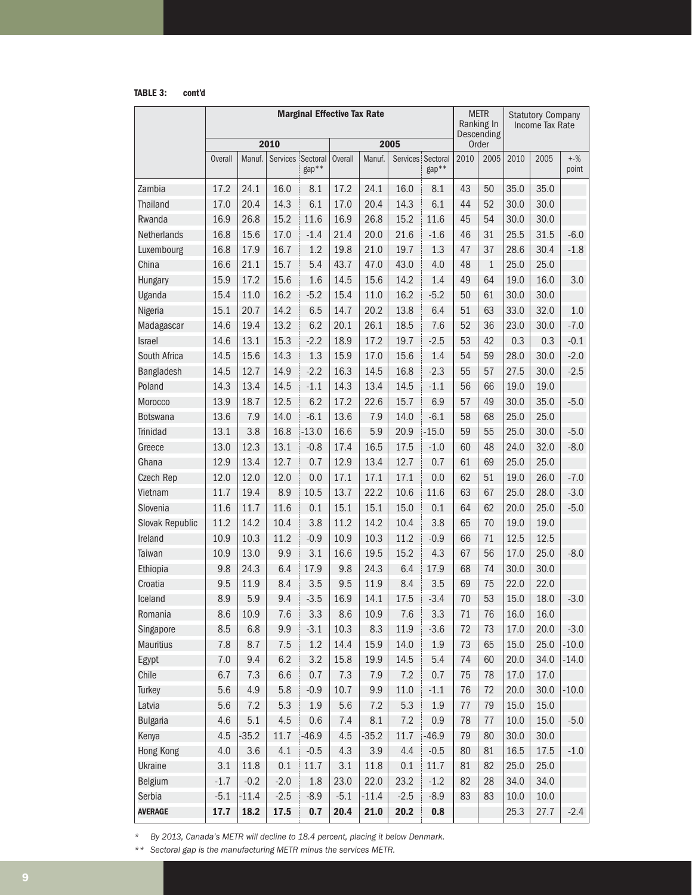**TABLE 3: cont'd**

| | Marginal Effective Tax Rate | | | | | | | | METR Ranking In Descending Order | | Statutory Company Income Tax Rate | | |
|---|---|---|---|---|---|---|---|---|---|---|---|---|---|
| | 2010 | | | | 2005 | | | | | | | | |
| | Overall | Manuf. | Services | Sectoral gap** | Overall | Manuf. | Services | Sectoral gap** | 2010 | 2005 | 2010 | 2005 | +-% point |
| Zambia | 17.2 | 24.1 | 16.0 | 8.1 | 17.2 | 24.1 | 16.0 | 8.1 | 43 | 50 | 35.0 | 35.0 | |
| Thailand | 17.0 | 20.4 | 14.3 | 6.1 | 17.0 | 20.4 | 14.3 | 6.1 | 44 | 52 | 30.0 | 30.0 | |
| Rwanda | 16.9 | 26.8 | 15.2 | 11.6 | 16.9 | 26.8 | 15.2 | 11.6 | 45 | 54 | 30.0 | 30.0 | |
| Netherlands | 16.8 | 15.6 | 17.0 | -1.4 | 21.4 | 20.0 | 21.6 | -1.6 | 46 | 31 | 25.5 | 31.5 | -6.0 |
| Luxembourg | 16.8 | 17.9 | 16.7 | 1.2 | 19.8 | 21.0 | 19.7 | 1.3 | 47 | 37 | 28.6 | 30.4 | -1.8 |
| China | 16.6 | 21.1 | 15.7 | 5.4 | 43.7 | 47.0 | 43.0 | 4.0 | 48 | 1 | 25.0 | 25.0 | |
| Hungary | 15.9 | 17.2 | 15.6 | 1.6 | 14.5 | 15.6 | 14.2 | 1.4 | 49 | 64 | 19.0 | 16.0 | 3.0 |
| Uganda | 15.4 | 11.0 | 16.2 | -5.2 | 15.4 | 11.0 | 16.2 | -5.2 | 50 | 61 | 30.0 | 30.0 | |
| Nigeria | 15.1 | 20.7 | 14.2 | 6.5 | 14.7 | 20.2 | 13.8 | 6.4 | 51 | 63 | 33.0 | 32.0 | 1.0 |
| Madagascar | 14.6 | 19.4 | 13.2 | 6.2 | 20.1 | 26.1 | 18.5 | 7.6 | 52 | 36 | 23.0 | 30.0 | -7.0 |
| Israel | 14.6 | 13.1 | 15.3 | -2.2 | 18.9 | 17.2 | 19.7 | -2.5 | 53 | 42 | 0.3 | 0.3 | -0.1 |
| South Africa | 14.5 | 15.6 | 14.3 | 1.3 | 15.9 | 17.0 | 15.6 | 1.4 | 54 | 59 | 28.0 | 30.0 | -2.0 |
| Bangladesh | 14.5 | 12.7 | 14.9 | -2.2 | 16.3 | 14.5 | 16.8 | -2.3 | 55 | 57 | 27.5 | 30.0 | -2.5 |
| Poland | 14.3 | 13.4 | 14.5 | -1.1 | 14.3 | 13.4 | 14.5 | -1.1 | 56 | 66 | 19.0 | 19.0 | |
| Morocco | 13.9 | 18.7 | 12.5 | 6.2 | 17.2 | 22.6 | 15.7 | 6.9 | 57 | 49 | 30.0 | 35.0 | -5.0 |
| Botswana | 13.6 | 7.9 | 14.0 | -6.1 | 13.6 | 7.9 | 14.0 | -6.1 | 58 | 68 | 25.0 | 25.0 | |
| Trinidad | 13.1 | 3.8 | 16.8 | -13.0 | 16.6 | 5.9 | 20.9 | -15.0 | 59 | 55 | 25.0 | 30.0 | -5.0 |
| Greece | 13.0 | 12.3 | 13.1 | -0.8 | 17.4 | 16.5 | 17.5 | -1.0 | 60 | 48 | 24.0 | 32.0 | -8.0 |
| Ghana | 12.9 | 13.4 | 12.7 | 0.7 | 12.9 | 13.4 | 12.7 | 0.7 | 61 | 69 | 25.0 | 25.0 | |
| Czech Rep | 12.0 | 12.0 | 12.0 | 0.0 | 17.1 | 17.1 | 17.1 | 0.0 | 62 | 51 | 19.0 | 26.0 | -7.0 |
| Vietnam | 11.7 | 19.4 | 8.9 | 10.5 | 13.7 | 22.2 | 10.6 | 11.6 | 63 | 67 | 25.0 | 28.0 | -3.0 |
| Slovenia | 11.6 | 11.7 | 11.6 | 0.1 | 15.1 | 15.1 | 15.0 | 0.1 | 64 | 62 | 20.0 | 25.0 | -5.0 |
| Slovak Republic | 11.2 | 14.2 | 10.4 | 3.8 | 11.2 | 14.2 | 10.4 | 3.8 | 65 | 70 | 19.0 | 19.0 | |
| Ireland | 10.9 | 10.3 | 11.2 | -0.9 | 10.9 | 10.3 | 11.2 | -0.9 | 66 | 71 | 12.5 | 12.5 | |
| Taiwan | 10.9 | 13.0 | 9.9 | 3.1 | 16.6 | 19.5 | 15.2 | 4.3 | 67 | 56 | 17.0 | 25.0 | -8.0 |
| Ethiopia | 9.8 | 24.3 | 6.4 | 17.9 | 9.8 | 24.3 | 6.4 | 17.9 | 68 | 74 | 30.0 | 30.0 | |
| Croatia | 9.5 | 11.9 | 8.4 | 3.5 | 9.5 | 11.9 | 8.4 | 3.5 | 69 | 75 | 22.0 | 22.0 | |
| Iceland | 8.9 | 5.9 | 9.4 | -3.5 | 16.9 | 14.1 | 17.5 | -3.4 | 70 | 53 | 15.0 | 18.0 | -3.0 |
| Romania | 8.6 | 10.9 | 7.6 | 3.3 | 8.6 | 10.9 | 7.6 | 3.3 | 71 | 76 | 16.0 | 16.0 | |
| Singapore | 8.5 | 6.8 | 9.9 | -3.1 | 10.3 | 8.3 | 11.9 | -3.6 | 72 | 73 | 17.0 | 20.0 | -3.0 |
| Mauritius | 7.8 | 8.7 | 7.5 | 1.2 | 14.4 | 15.9 | 14.0 | 1.9 | 73 | 65 | 15.0 | 25.0 | -10.0 |
| Egypt | 7.0 | 9.4 | 6.2 | 3.2 | 15.8 | 19.9 | 14.5 | 5.4 | 74 | 60 | 20.0 | 34.0 | -14.0 |
| Chile | 6.7 | 7.3 | 6.6 | 0.7 | 7.3 | 7.9 | 7.2 | 0.7 | 75 | 78 | 17.0 | 17.0 | |
| Turkey | 5.6 | 4.9 | 5.8 | -0.9 | 10.7 | 9.9 | 11.0 | -1.1 | 76 | 72 | 20.0 | 30.0 | -10.0 |
| Latvia | 5.6 | 7.2 | 5.3 | 1.9 | 5.6 | 7.2 | 5.3 | 1.9 | 77 | 79 | 15.0 | 15.0 | |
| Bulgaria | 4.6 | 5.1 | 4.5 | 0.6 | 7.4 | 8.1 | 7.2 | 0.9 | 78 | 77 | 10.0 | 15.0 | -5.0 |
| Kenya | 4.5 | -35.2 | 11.7 | -46.9 | 4.5 | -35.2 | 11.7 | -46.9 | 79 | 80 | 30.0 | 30.0 | |
| Hong Kong | 4.0 | 3.6 | 4.1 | -0.5 | 4.3 | 3.9 | 4.4 | -0.5 | 80 | 81 | 16.5 | 17.5 | -1.0 |
| Ukraine | 3.1 | 11.8 | 0.1 | 11.7 | 3.1 | 11.8 | 0.1 | 11.7 | 81 | 82 | 25.0 | 25.0 | |
| Belgium | -1.7 | -0.2 | -2.0 | 1.8 | 23.0 | 22.0 | 23.2 | -1.2 | 82 | 28 | 34.0 | 34.0 | |
| Serbia | -5.1 | -11.4 | -2.5 | -8.9 | -5.1 | -11.4 | -2.5 | -8.9 | 83 | 83 | 10.0 | 10.0 | |
| **AVERAGE** | **17.7** | **18.2** | **17.5** | **0.7** | **20.4** | **21.0** | **20.2** | **0.8** | | | 25.3 | 27.7 | -2.4 |

*\* By 2013, Canada's METR will decline to 18.4 percent, placing it below Denmark.*

*\*\* Sectoral gap is the manufacturing METR minus the services METR.*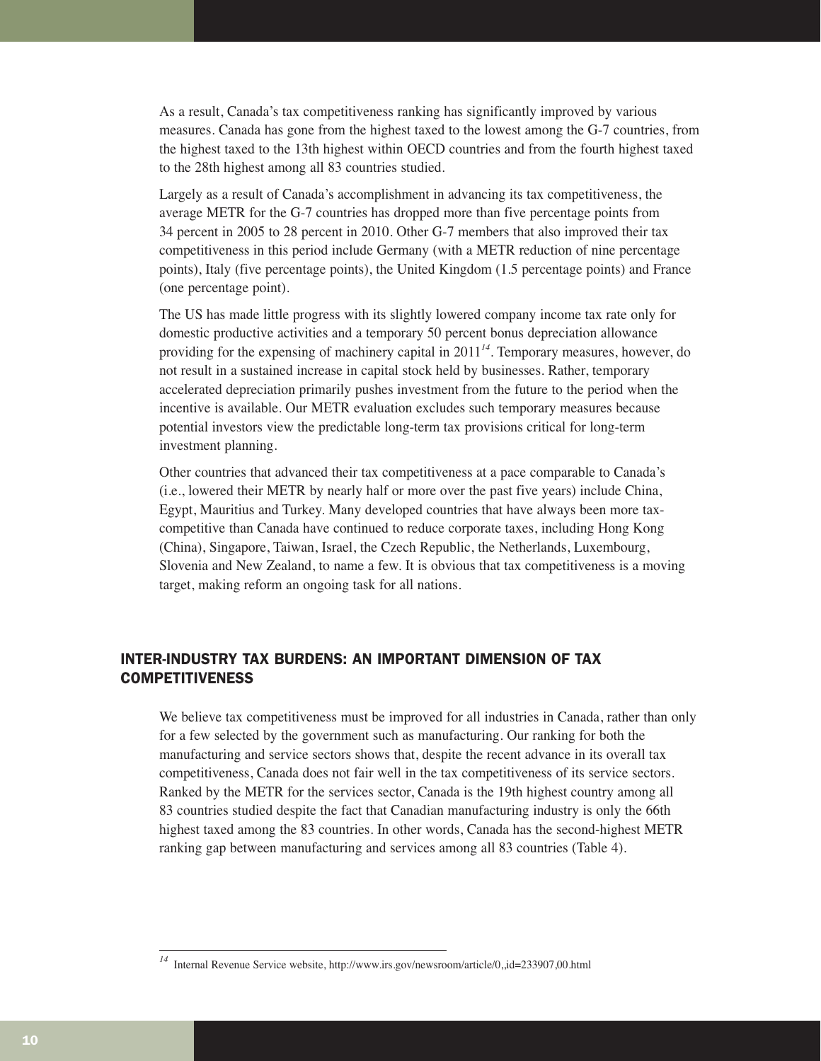As a result, Canada's tax competitiveness ranking has significantly improved by various measures. Canada has gone from the highest taxed to the lowest among the G-7 countries, from the highest taxed to the 13th highest within OECD countries and from the fourth highest taxed to the 28th highest among all 83 countries studied.

Largely as a result of Canada's accomplishment in advancing its tax competitiveness, the average METR for the G-7 countries has dropped more than five percentage points from 34 percent in 2005 to 28 percent in 2010. Other G-7 members that also improved their tax competitiveness in this period include Germany (with a METR reduction of nine percentage points), Italy (five percentage points), the United Kingdom (1.5 percentage points) and France (one percentage point).

The US has made little progress with its slightly lowered company income tax rate only for domestic productive activities and a temporary 50 percent bonus depreciation allowance providing for the expensing of machinery capital in 2011[14]. Temporary measures, however, do not result in a sustained increase in capital stock held by businesses. Rather, temporary accelerated depreciation primarily pushes investment from the future to the period when the incentive is available. Our METR evaluation excludes such temporary measures because potential investors view the predictable long-term tax provisions critical for long-term investment planning.

Other countries that advanced their tax competitiveness at a pace comparable to Canada's (i.e., lowered their METR by nearly half or more over the past five years) include China, Egypt, Mauritius and Turkey. Many developed countries that have always been more tax-competitive than Canada have continued to reduce corporate taxes, including Hong Kong (China), Singapore, Taiwan, Israel, the Czech Republic, the Netherlands, Luxembourg, Slovenia and New Zealand, to name a few. It is obvious that tax competitiveness is a moving target, making reform an ongoing task for all nations.

## INTER-INDUSTRY TAX BURDENS: AN IMPORTANT DIMENSION OF TAX COMPETITIVENESS

We believe tax competitiveness must be improved for all industries in Canada, rather than only for a few selected by the government such as manufacturing. Our ranking for both the manufacturing and service sectors shows that, despite the recent advance in its overall tax competitiveness, Canada does not fair well in the tax competitiveness of its service sectors. Ranked by the METR for the services sector, Canada is the 19th highest country among all 83 countries studied despite the fact that Canadian manufacturing industry is only the 66th highest taxed among the 83 countries. In other words, Canada has the second-highest METR ranking gap between manufacturing and services among all 83 countries (Table 4).

[14] Internal Revenue Service website, http://www.irs.gov/newsroom/article/0,,id=233907,00.html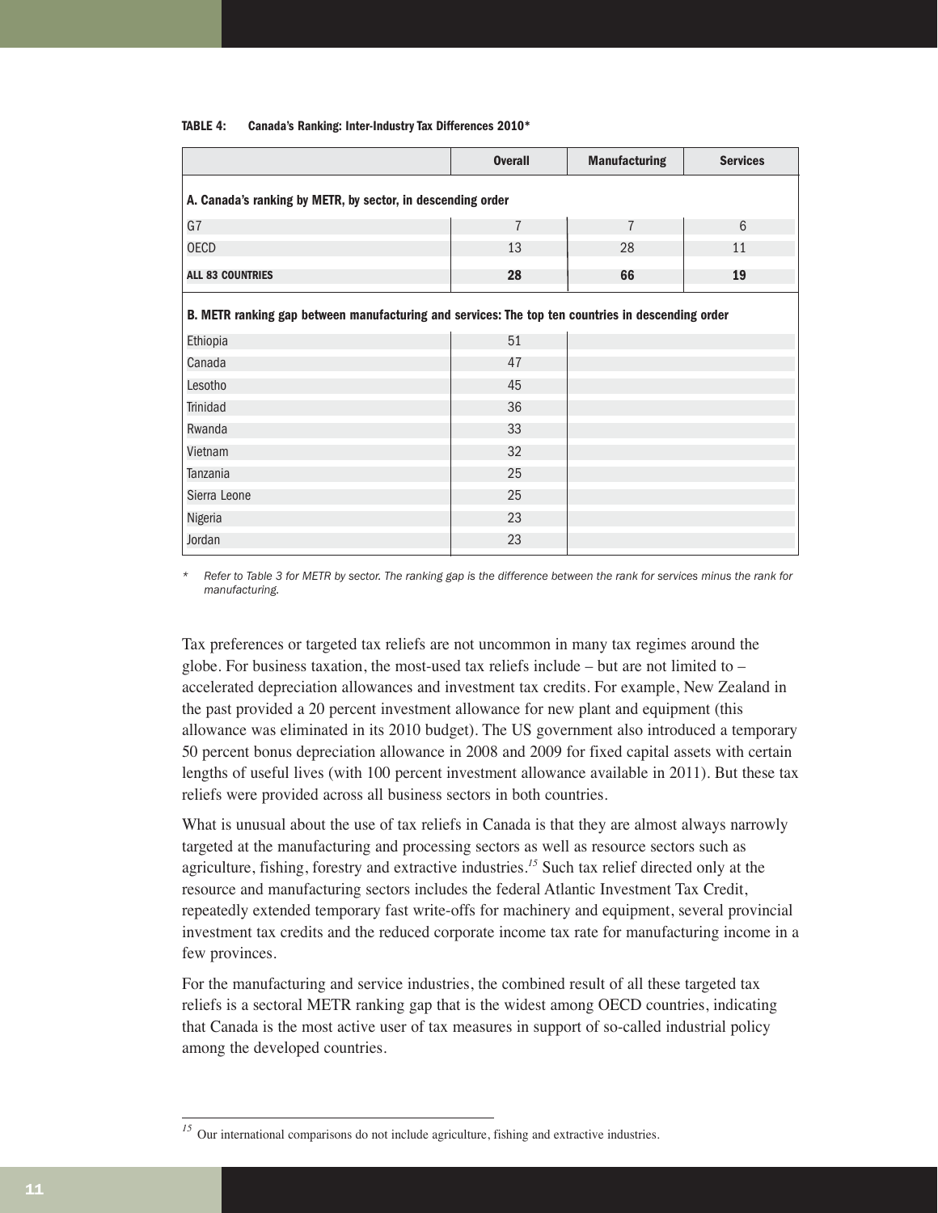**TABLE 4: Canada's Ranking: Inter-Industry Tax Differences 2010***

| | Overall | Manufacturing | Services |
|---|---|---|---|
| **A. Canada's ranking by METR, by sector, in descending order** | | | |
| G7 | 7 | 7 | 6 |
| OECD | 13 | 28 | 11 |
| **ALL 83 COUNTRIES** | **28** | **66** | **19** |
| **B. METR ranking gap between manufacturing and services: The top ten countries in descending order** | | | |
| Ethiopia | 51 | | |
| Canada | 47 | | |
| Lesotho | 45 | | |
| Trinidad | 36 | | |
| Rwanda | 33 | | |
| Vietnam | 32 | | |
| Tanzania | 25 | | |
| Sierra Leone | 25 | | |
| Nigeria | 23 | | |
| Jordan | 23 | | |

\* *Refer to Table 3 for METR by sector. The ranking gap is the difference between the rank for services minus the rank for manufacturing.*

Tax preferences or targeted tax reliefs are not uncommon in many tax regimes around the globe. For business taxation, the most-used tax reliefs include – but are not limited to – accelerated depreciation allowances and investment tax credits. For example, New Zealand in the past provided a 20 percent investment allowance for new plant and equipment (this allowance was eliminated in its 2010 budget). The US government also introduced a temporary 50 percent bonus depreciation allowance in 2008 and 2009 for fixed capital assets with certain lengths of useful lives (with 100 percent investment allowance available in 2011). But these tax reliefs were provided across all business sectors in both countries.

What is unusual about the use of tax reliefs in Canada is that they are almost always narrowly targeted at the manufacturing and processing sectors as well as resource sectors such as agriculture, fishing, forestry and extractive industries.[15] Such tax relief directed only at the resource and manufacturing sectors includes the federal Atlantic Investment Tax Credit, repeatedly extended temporary fast write-offs for machinery and equipment, several provincial investment tax credits and the reduced corporate income tax rate for manufacturing income in a few provinces.

For the manufacturing and service industries, the combined result of all these targeted tax reliefs is a sectoral METR ranking gap that is the widest among OECD countries, indicating that Canada is the most active user of tax measures in support of so-called industrial policy among the developed countries.

[15] Our international comparisons do not include agriculture, fishing and extractive industries.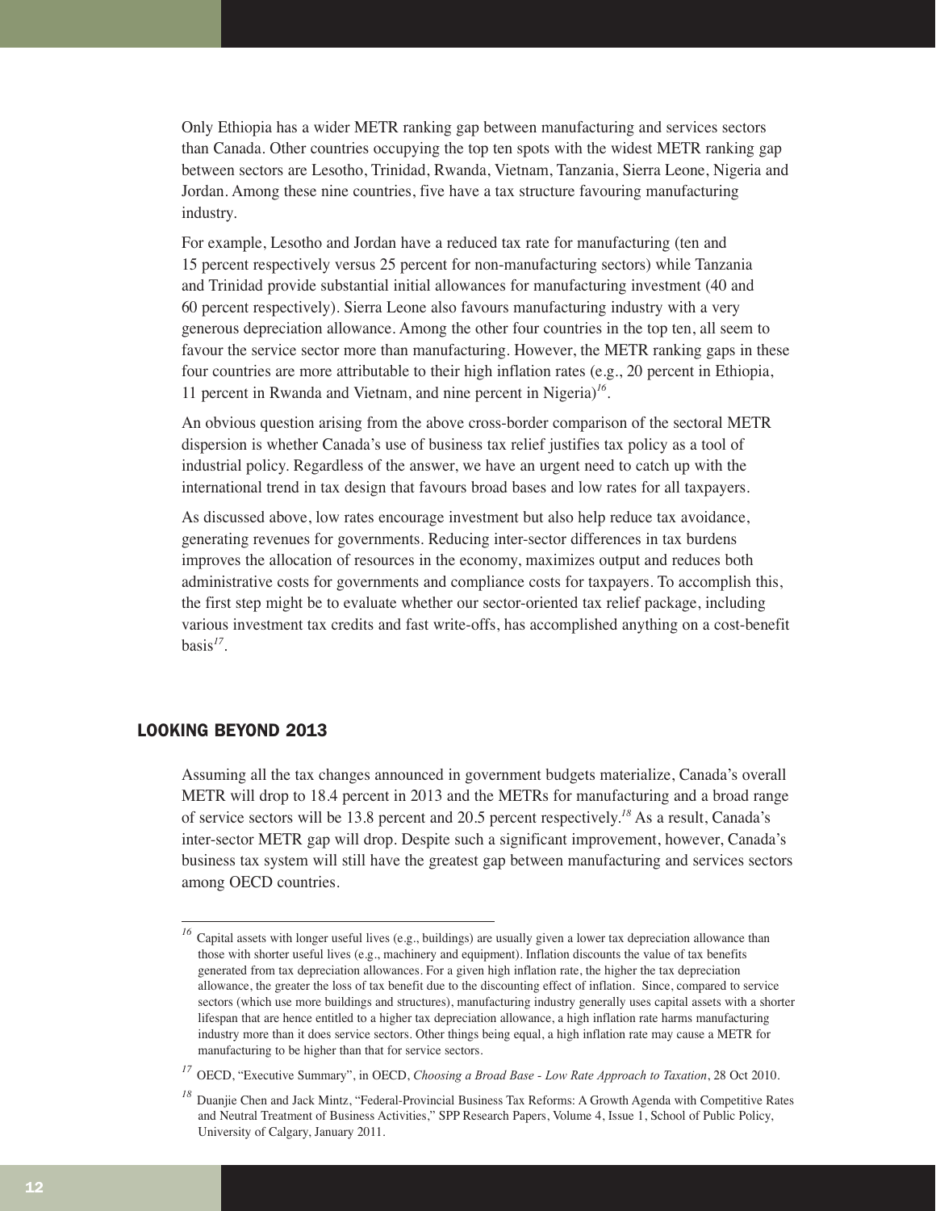Only Ethiopia has a wider METR ranking gap between manufacturing and services sectors than Canada. Other countries occupying the top ten spots with the widest METR ranking gap between sectors are Lesotho, Trinidad, Rwanda, Vietnam, Tanzania, Sierra Leone, Nigeria and Jordan. Among these nine countries, five have a tax structure favouring manufacturing industry.

For example, Lesotho and Jordan have a reduced tax rate for manufacturing (ten and 15 percent respectively versus 25 percent for non-manufacturing sectors) while Tanzania and Trinidad provide substantial initial allowances for manufacturing investment (40 and 60 percent respectively). Sierra Leone also favours manufacturing industry with a very generous depreciation allowance. Among the other four countries in the top ten, all seem to favour the service sector more than manufacturing. However, the METR ranking gaps in these four countries are more attributable to their high inflation rates (e.g., 20 percent in Ethiopia, 11 percent in Rwanda and Vietnam, and nine percent in Nigeria)[16].

An obvious question arising from the above cross-border comparison of the sectoral METR dispersion is whether Canada's use of business tax relief justifies tax policy as a tool of industrial policy. Regardless of the answer, we have an urgent need to catch up with the international trend in tax design that favours broad bases and low rates for all taxpayers.

As discussed above, low rates encourage investment but also help reduce tax avoidance, generating revenues for governments. Reducing inter-sector differences in tax burdens improves the allocation of resources in the economy, maximizes output and reduces both administrative costs for governments and compliance costs for taxpayers. To accomplish this, the first step might be to evaluate whether our sector-oriented tax relief package, including various investment tax credits and fast write-offs, has accomplished anything on a cost-benefit basis[17].

## LOOKING BEYOND 2013

Assuming all the tax changes announced in government budgets materialize, Canada's overall METR will drop to 18.4 percent in 2013 and the METRs for manufacturing and a broad range of service sectors will be 13.8 percent and 20.5 percent respectively.[18] As a result, Canada's inter-sector METR gap will drop. Despite such a significant improvement, however, Canada's business tax system will still have the greatest gap between manufacturing and services sectors among OECD countries.

---

[16] Capital assets with longer useful lives (e.g., buildings) are usually given a lower tax depreciation allowance than those with shorter useful lives (e.g., machinery and equipment). Inflation discounts the value of tax benefits generated from tax depreciation allowances. For a given high inflation rate, the higher the tax depreciation allowance, the greater the loss of tax benefit due to the discounting effect of inflation. Since, compared to service sectors (which use more buildings and structures), manufacturing industry generally uses capital assets with a shorter lifespan that are hence entitled to a higher tax depreciation allowance, a high inflation rate harms manufacturing industry more than it does service sectors. Other things being equal, a high inflation rate may cause a METR for manufacturing to be higher than that for service sectors.

[17] OECD, "Executive Summary", in OECD, *Choosing a Broad Base - Low Rate Approach to Taxation*, 28 Oct 2010.

[18] Duanjie Chen and Jack Mintz, "Federal-Provincial Business Tax Reforms: A Growth Agenda with Competitive Rates and Neutral Treatment of Business Activities," SPP Research Papers, Volume 4, Issue 1, School of Public Policy, University of Calgary, January 2011.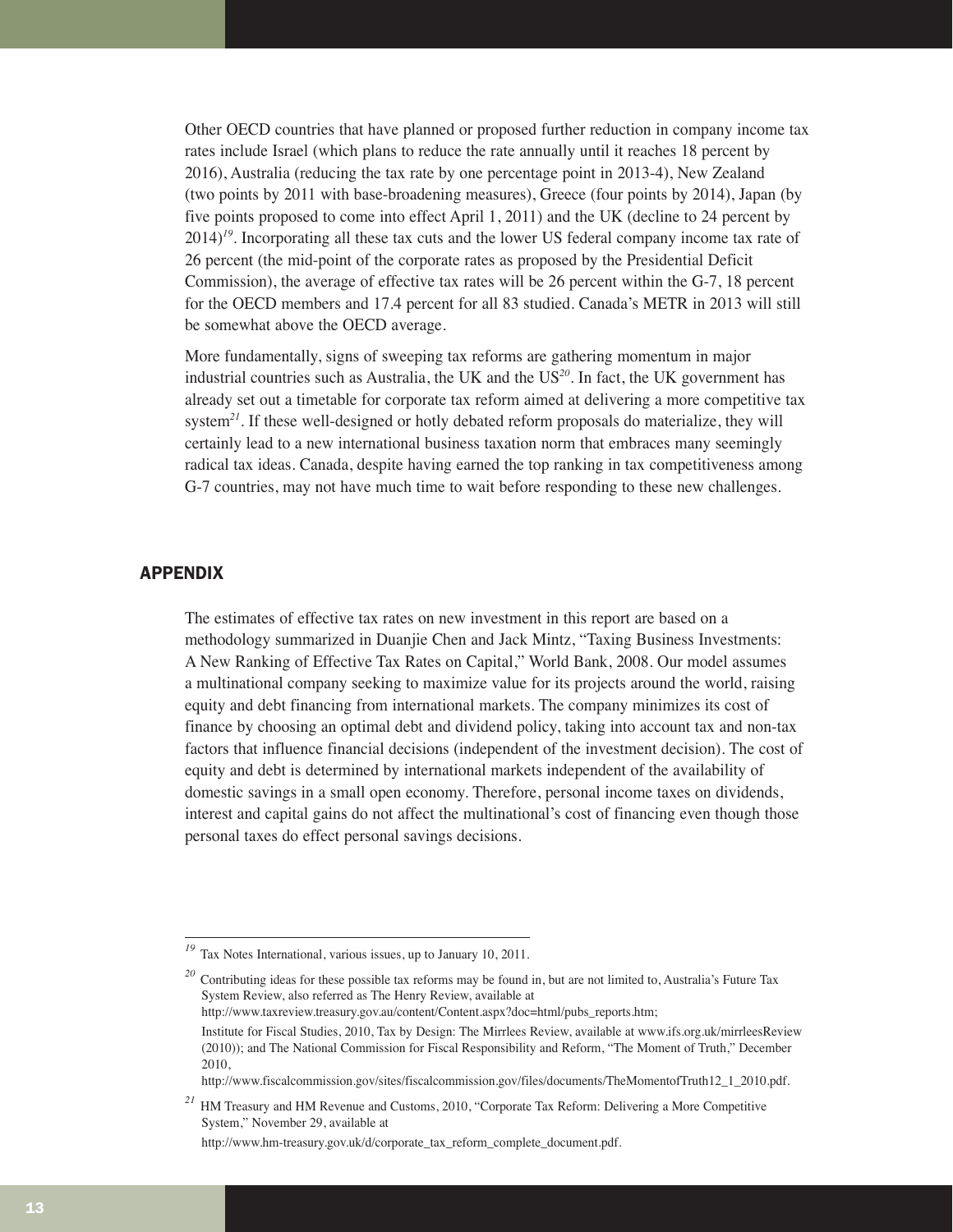Other OECD countries that have planned or proposed further reduction in company income tax rates include Israel (which plans to reduce the rate annually until it reaches 18 percent by 2016), Australia (reducing the tax rate by one percentage point in 2013-4), New Zealand (two points by 2011 with base-broadening measures), Greece (four points by 2014), Japan (by five points proposed to come into effect April 1, 2011) and the UK (decline to 24 percent by 2014)[19]. Incorporating all these tax cuts and the lower US federal company income tax rate of 26 percent (the mid-point of the corporate rates as proposed by the Presidential Deficit Commission), the average of effective tax rates will be 26 percent within the G-7, 18 percent for the OECD members and 17.4 percent for all 83 studied. Canada's METR in 2013 will still be somewhat above the OECD average.

More fundamentally, signs of sweeping tax reforms are gathering momentum in major industrial countries such as Australia, the UK and the US[20]. In fact, the UK government has already set out a timetable for corporate tax reform aimed at delivering a more competitive tax system[21]. If these well-designed or hotly debated reform proposals do materialize, they will certainly lead to a new international business taxation norm that embraces many seemingly radical tax ideas. Canada, despite having earned the top ranking in tax competitiveness among G-7 countries, may not have much time to wait before responding to these new challenges.

## APPENDIX

The estimates of effective tax rates on new investment in this report are based on a methodology summarized in Duanjie Chen and Jack Mintz, "Taxing Business Investments: A New Ranking of Effective Tax Rates on Capital," World Bank, 2008. Our model assumes a multinational company seeking to maximize value for its projects around the world, raising equity and debt financing from international markets. The company minimizes its cost of finance by choosing an optimal debt and dividend policy, taking into account tax and non-tax factors that influence financial decisions (independent of the investment decision). The cost of equity and debt is determined by international markets independent of the availability of domestic savings in a small open economy. Therefore, personal income taxes on dividends, interest and capital gains do not affect the multinational's cost of financing even though those personal taxes do effect personal savings decisions.

---

[19] Tax Notes International, various issues, up to January 10, 2011.

[20] Contributing ideas for these possible tax reforms may be found in, but are not limited to, Australia's Future Tax System Review, also referred as The Henry Review, available at http://www.taxreview.treasury.gov.au/content/Content.aspx?doc=html/pubs_reports.htm; Institute for Fiscal Studies, 2010, Tax by Design: The Mirrlees Review, available at www.ifs.org.uk/mirrleesReview (2010)); and The National Commission for Fiscal Responsibility and Reform, "The Moment of Truth," December 2010, http://www.fiscalcommission.gov/sites/fiscalcommission.gov/files/documents/TheMomentofTruth12_1_2010.pdf.

[21] HM Treasury and HM Revenue and Customs, 2010, "Corporate Tax Reform: Delivering a More Competitive System," November 29, available at http://www.hm-treasury.gov.uk/d/corporate_tax_reform_complete_document.pdf.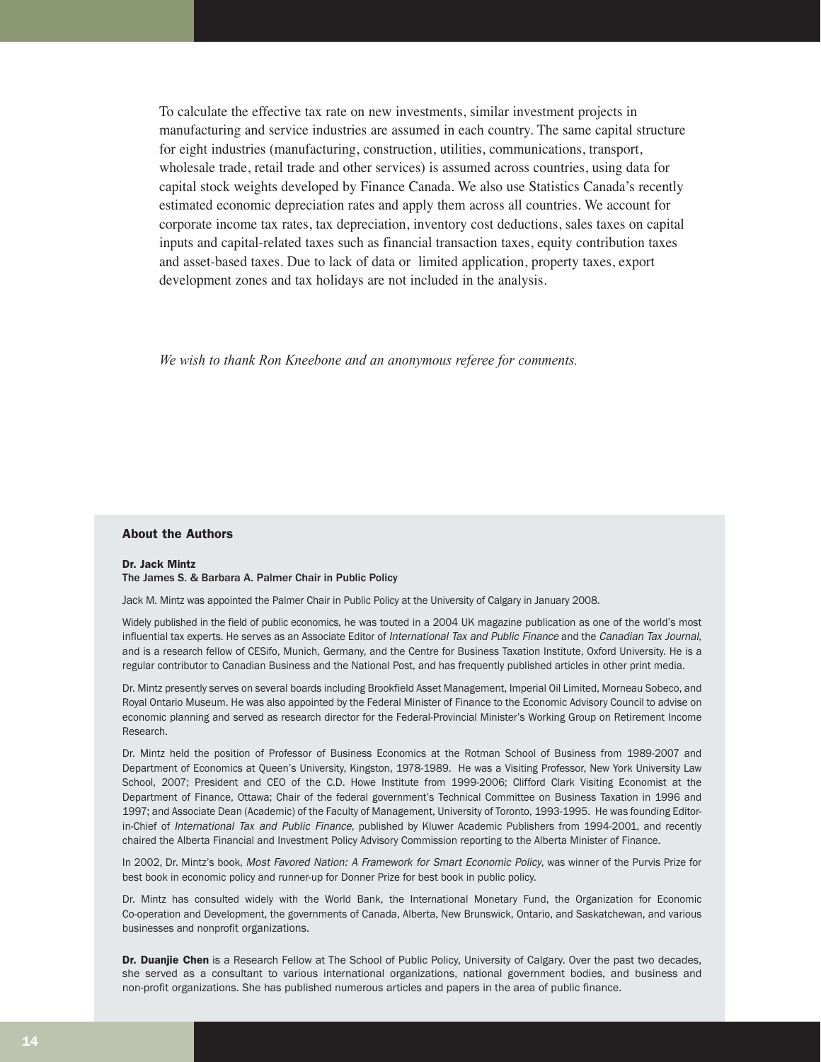To calculate the effective tax rate on new investments, similar investment projects in manufacturing and service industries are assumed in each country. The same capital structure for eight industries (manufacturing, construction, utilities, communications, transport, wholesale trade, retail trade and other services) is assumed across countries, using data for capital stock weights developed by Finance Canada. We also use Statistics Canada's recently estimated economic depreciation rates and apply them across all countries. We account for corporate income tax rates, tax depreciation, inventory cost deductions, sales taxes on capital inputs and capital-related taxes such as financial transaction taxes, equity contribution taxes and asset-based taxes. Due to lack of data or limited application, property taxes, export development zones and tax holidays are not included in the analysis.

*We wish to thank Ron Kneebone and an anonymous referee for comments.*

## About the Authors

**Dr. Jack Mintz**
**The James S. & Barbara A. Palmer Chair in Public Policy**

Jack M. Mintz was appointed the Palmer Chair in Public Policy at the University of Calgary in January 2008.

Widely published in the field of public economics, he was touted in a 2004 UK magazine publication as one of the world's most influential tax experts. He serves as an Associate Editor of *International Tax and Public Finance* and the *Canadian Tax Journal*, and is a research fellow of CESifo, Munich, Germany, and the Centre for Business Taxation Institute, Oxford University. He is a regular contributor to Canadian Business and the National Post, and has frequently published articles in other print media.

Dr. Mintz presently serves on several boards including Brookfield Asset Management, Imperial Oil Limited, Morneau Sobeco, and Royal Ontario Museum. He was also appointed by the Federal Minister of Finance to the Economic Advisory Council to advise on economic planning and served as research director for the Federal-Provincial Minister's Working Group on Retirement Income Research.

Dr. Mintz held the position of Professor of Business Economics at the Rotman School of Business from 1989-2007 and Department of Economics at Queen's University, Kingston, 1978-1989. He was a Visiting Professor, New York University Law School, 2007; President and CEO of the C.D. Howe Institute from 1999-2006; Clifford Clark Visiting Economist at the Department of Finance, Ottawa; Chair of the federal government's Technical Committee on Business Taxation in 1996 and 1997; and Associate Dean (Academic) of the Faculty of Management, University of Toronto, 1993-1995. He was founding Editor-in-Chief of *International Tax and Public Finance*, published by Kluwer Academic Publishers from 1994-2001, and recently chaired the Alberta Financial and Investment Policy Advisory Commission reporting to the Alberta Minister of Finance.

In 2002, Dr. Mintz's book, *Most Favored Nation: A Framework for Smart Economic Policy*, was winner of the Purvis Prize for best book in economic policy and runner-up for Donner Prize for best book in public policy.

Dr. Mintz has consulted widely with the World Bank, the International Monetary Fund, the Organization for Economic Co-operation and Development, the governments of Canada, Alberta, New Brunswick, Ontario, and Saskatchewan, and various businesses and nonprofit organizations.

**Dr. Duanjie Chen** is a Research Fellow at The School of Public Policy, University of Calgary. Over the past two decades, she served as a consultant to various international organizations, national government bodies, and business and non-profit organizations. She has published numerous articles and papers in the area of public finance.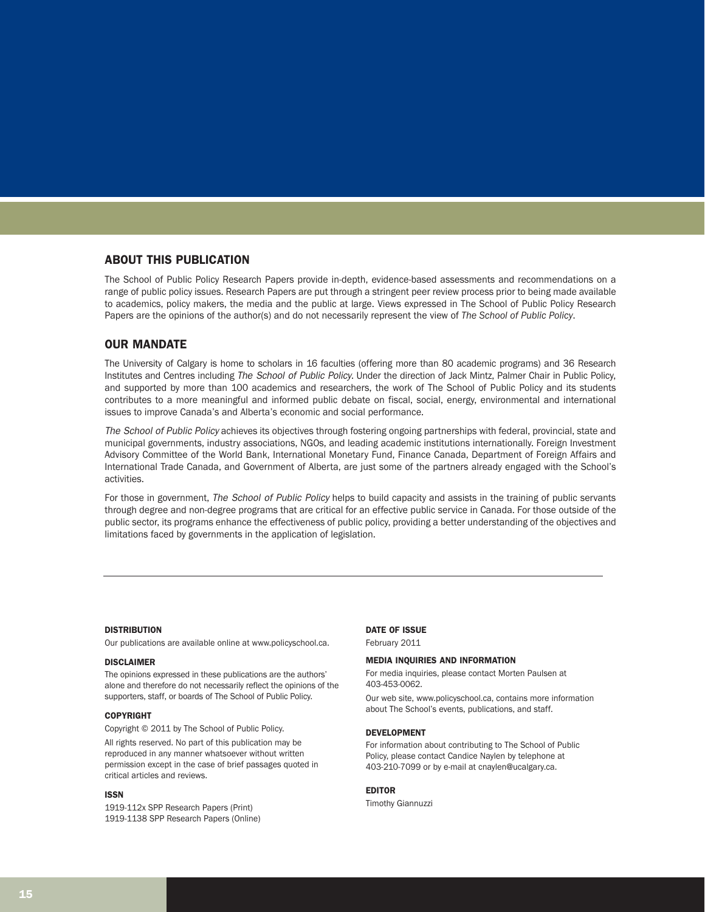## ABOUT THIS PUBLICATION

The School of Public Policy Research Papers provide in-depth, evidence-based assessments and recommendations on a range of public policy issues. Research Papers are put through a stringent peer review process prior to being made available to academics, policy makers, the media and the public at large. Views expressed in The School of Public Policy Research Papers are the opinions of the author(s) and do not necessarily represent the view of *The School of Public Policy*.

## OUR MANDATE

The University of Calgary is home to scholars in 16 faculties (offering more than 80 academic programs) and 36 Research Institutes and Centres including *The School of Public Policy*. Under the direction of Jack Mintz, Palmer Chair in Public Policy, and supported by more than 100 academics and researchers, the work of The School of Public Policy and its students contributes to a more meaningful and informed public debate on fiscal, social, energy, environmental and international issues to improve Canada's and Alberta's economic and social performance.

*The School of Public Policy* achieves its objectives through fostering ongoing partnerships with federal, provincial, state and municipal governments, industry associations, NGOs, and leading academic institutions internationally. Foreign Investment Advisory Committee of the World Bank, International Monetary Fund, Finance Canada, Department of Foreign Affairs and International Trade Canada, and Government of Alberta, are just some of the partners already engaged with the School's activities.

For those in government, *The School of Public Policy* helps to build capacity and assists in the training of public servants through degree and non-degree programs that are critical for an effective public service in Canada. For those outside of the public sector, its programs enhance the effectiveness of public policy, providing a better understanding of the objectives and limitations faced by governments in the application of legislation.

---

#### DISTRIBUTION

Our publications are available online at www.policyschool.ca.

#### DISCLAIMER

The opinions expressed in these publications are the authors' alone and therefore do not necessarily reflect the opinions of the supporters, staff, or boards of The School of Public Policy.

#### COPYRIGHT

Copyright © 2011 by The School of Public Policy.

All rights reserved. No part of this publication may be reproduced in any manner whatsoever without written permission except in the case of brief passages quoted in critical articles and reviews.

#### ISSN

1919-112x SPP Research Papers (Print)
1919-1138 SPP Research Papers (Online)

#### DATE OF ISSUE

February 2011

#### MEDIA INQUIRIES AND INFORMATION

For media inquiries, please contact Morten Paulsen at 403-453-0062.

Our web site, www.policyschool.ca, contains more information about The School's events, publications, and staff.

#### DEVELOPMENT

For information about contributing to The School of Public Policy, please contact Candice Naylen by telephone at 403-210-7099 or by e-mail at cnaylen@ucalgary.ca.

#### EDITOR

Timothy Giannuzzi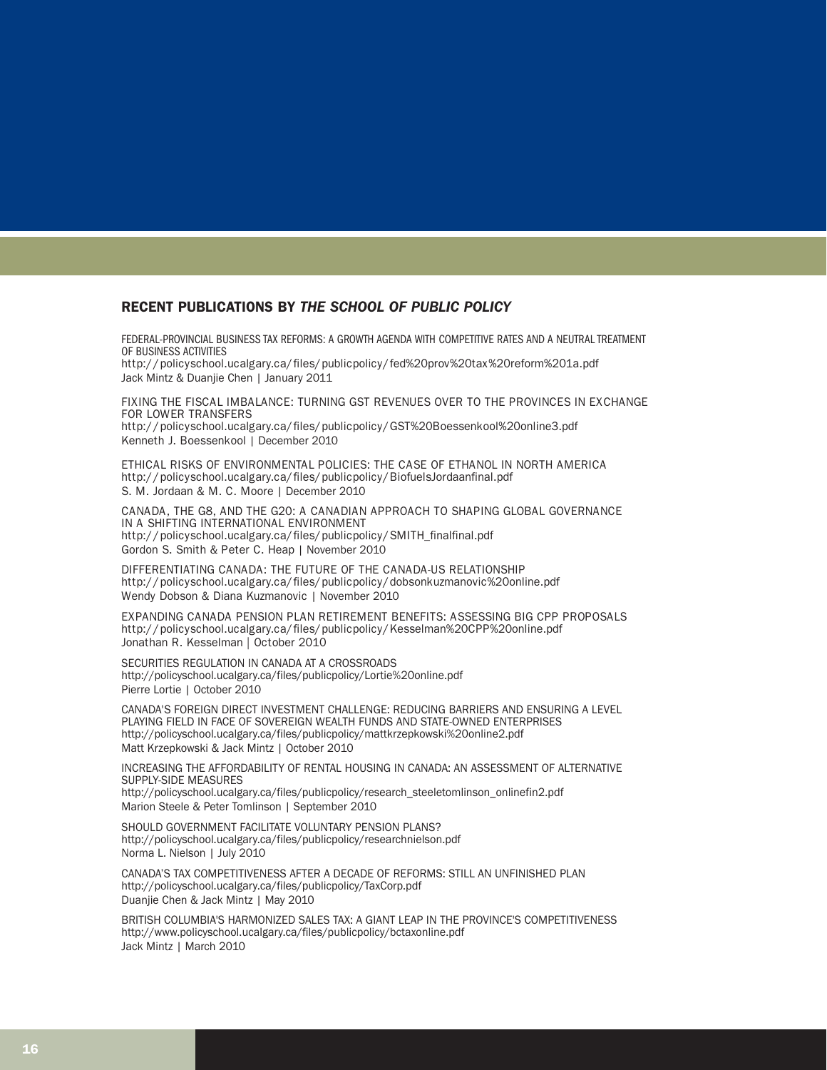## RECENT PUBLICATIONS BY *THE SCHOOL OF PUBLIC POLICY*

FEDERAL-PROVINCIAL BUSINESS TAX REFORMS: A GROWTH AGENDA WITH COMPETITIVE RATES AND A NEUTRAL TREATMENT OF BUSINESS ACTIVITIES
http://policyschool.ucalgary.ca/files/publicpolicy/fed%20prov%20tax%20reform%201a.pdf
Jack Mintz & Duanjie Chen | January 2011

FIXING THE FISCAL IMBALANCE: TURNING GST REVENUES OVER TO THE PROVINCES IN EXCHANGE FOR LOWER TRANSFERS
http://policyschool.ucalgary.ca/files/publicpolicy/GST%20Boessenkool%20online3.pdf
Kenneth J. Boessenkool | December 2010

ETHICAL RISKS OF ENVIRONMENTAL POLICIES: THE CASE OF ETHANOL IN NORTH AMERICA
http://policyschool.ucalgary.ca/files/publicpolicy/BiofuelsJordaanfinal.pdf
S. M. Jordaan & M. C. Moore | December 2010

CANADA, THE G8, AND THE G20: A CANADIAN APPROACH TO SHAPING GLOBAL GOVERNANCE IN A SHIFTING INTERNATIONAL ENVIRONMENT
http://policyschool.ucalgary.ca/files/publicpolicy/SMITH_finalfinal.pdf
Gordon S. Smith & Peter C. Heap | November 2010

DIFFERENTIATING CANADA: THE FUTURE OF THE CANADA-US RELATIONSHIP
http://policyschool.ucalgary.ca/files/publicpolicy/dobsonkuzmanovic%20online.pdf
Wendy Dobson & Diana Kuzmanovic | November 2010

EXPANDING CANADA PENSION PLAN RETIREMENT BENEFITS: ASSESSING BIG CPP PROPOSALS
http://policyschool.ucalgary.ca/files/publicpolicy/Kesselman%20CPP%20online.pdf
Jonathan R. Kesselman | October 2010

SECURITIES REGULATION IN CANADA AT A CROSSROADS
http://policyschool.ucalgary.ca/files/publicpolicy/Lortie%20online.pdf
Pierre Lortie | October 2010

CANADA'S FOREIGN DIRECT INVESTMENT CHALLENGE: REDUCING BARRIERS AND ENSURING A LEVEL PLAYING FIELD IN FACE OF SOVEREIGN WEALTH FUNDS AND STATE-OWNED ENTERPRISES
http://policyschool.ucalgary.ca/files/publicpolicy/mattkrzepkowski%20online2.pdf
Matt Krzepkowski & Jack Mintz | October 2010

INCREASING THE AFFORDABILITY OF RENTAL HOUSING IN CANADA: AN ASSESSMENT OF ALTERNATIVE SUPPLY-SIDE MEASURES
http://policyschool.ucalgary.ca/files/publicpolicy/research_steeletomlinson_onlinefin2.pdf
Marion Steele & Peter Tomlinson | September 2010

SHOULD GOVERNMENT FACILITATE VOLUNTARY PENSION PLANS?
http://policyschool.ucalgary.ca/files/publicpolicy/researchnielson.pdf
Norma L. Nielson | July 2010

CANADA'S TAX COMPETITIVENESS AFTER A DECADE OF REFORMS: STILL AN UNFINISHED PLAN
http://policyschool.ucalgary.ca/files/publicpolicy/TaxCorp.pdf
Duanjie Chen & Jack Mintz | May 2010

BRITISH COLUMBIA'S HARMONIZED SALES TAX: A GIANT LEAP IN THE PROVINCE'S COMPETITIVENESS
http://www.policyschool.ucalgary.ca/files/publicpolicy/bctaxonline.pdf
Jack Mintz | March 2010